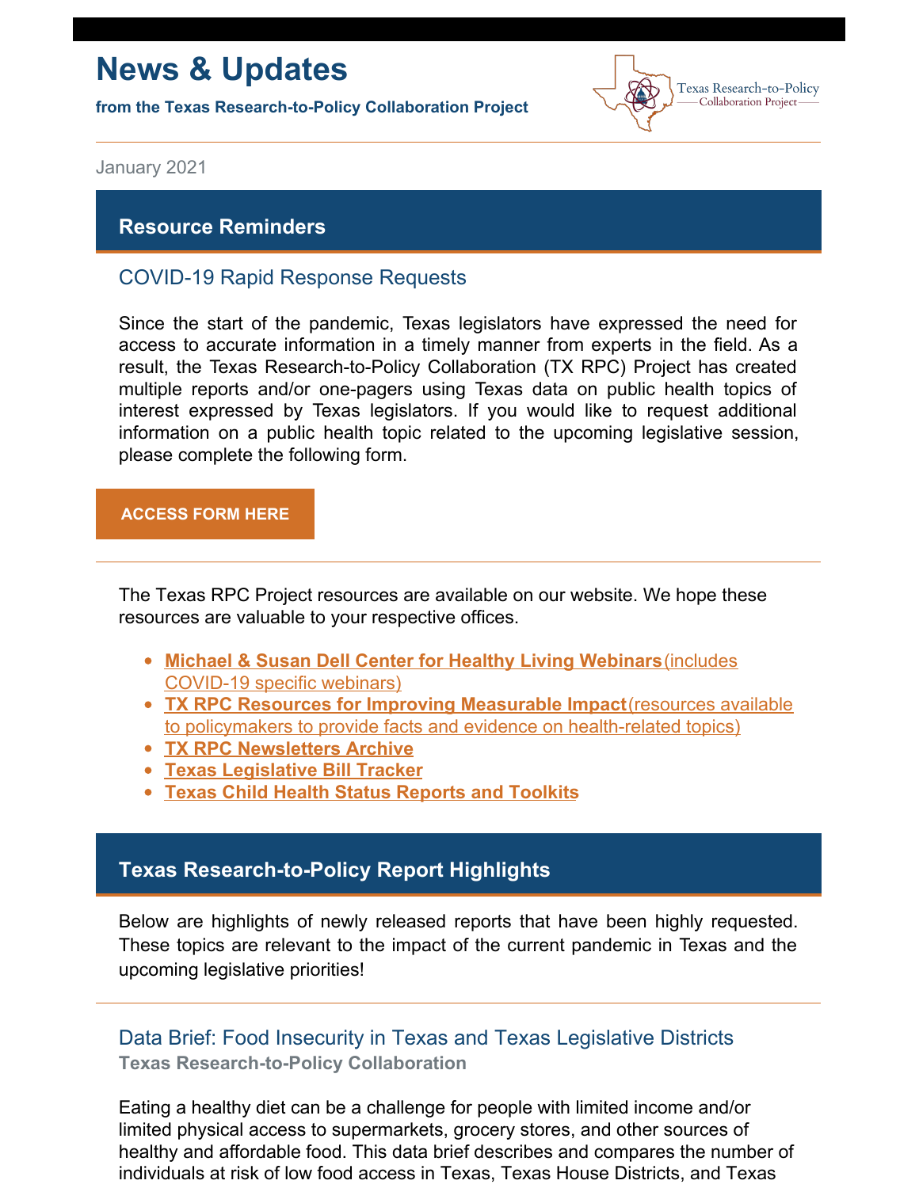# News & Updates

**from the Texas Research-to-Policy Collaboration Project**

Texas Research-to-Policy Collaboration Project

January 2021

## Resource Reminders

### COVID-19 Rapid Response Requests

Since the start of the pandemic, Texas legislators have expressed the need for access to accurate information in a timely manner from experts in the field. As a result, the Texas Research-to-Policy Collaboration (TX RPC) Project has created multiple reports and/or one-pagers using Texas data on public health topics of interest expressed by Texas legislators. If you would like to request additional information on a public health topic related to the upcoming legislative session, please complete the following form.

**ACCESS FORM HERE**

---

The Texas RPC Project resources are available on our website. We hope these resources are valuable to your respective offices.

- **Michael & Susan Dell Center for Healthy Living Webinars** (includes COVID-19 specific webinars)
- **TX RPC Resources for Improving Measurable Impact** (resources available to policymakers to provide facts and evidence on health-related topics)
- **TX RPC Newsletters Archive**
- **Texas Legislative Bill Tracker**
- **Texas Child Health Status Reports and Toolkits**

## Texas Research-to-Policy Report Highlights

Below are highlights of newly released reports that have been highly requested. These topics are relevant to the impact of the current pandemic in Texas and the upcoming legislative priorities!

---

### Data Brief: Food Insecurity in Texas and Texas Legislative Districts

**Texas Research-to-Policy Collaboration**

Eating a healthy diet can be a challenge for people with limited income and/or limited physical access to supermarkets, grocery stores, and other sources of healthy and affordable food. This data brief describes and compares the number of individuals at risk of low food access in Texas, Texas House Districts, and Texas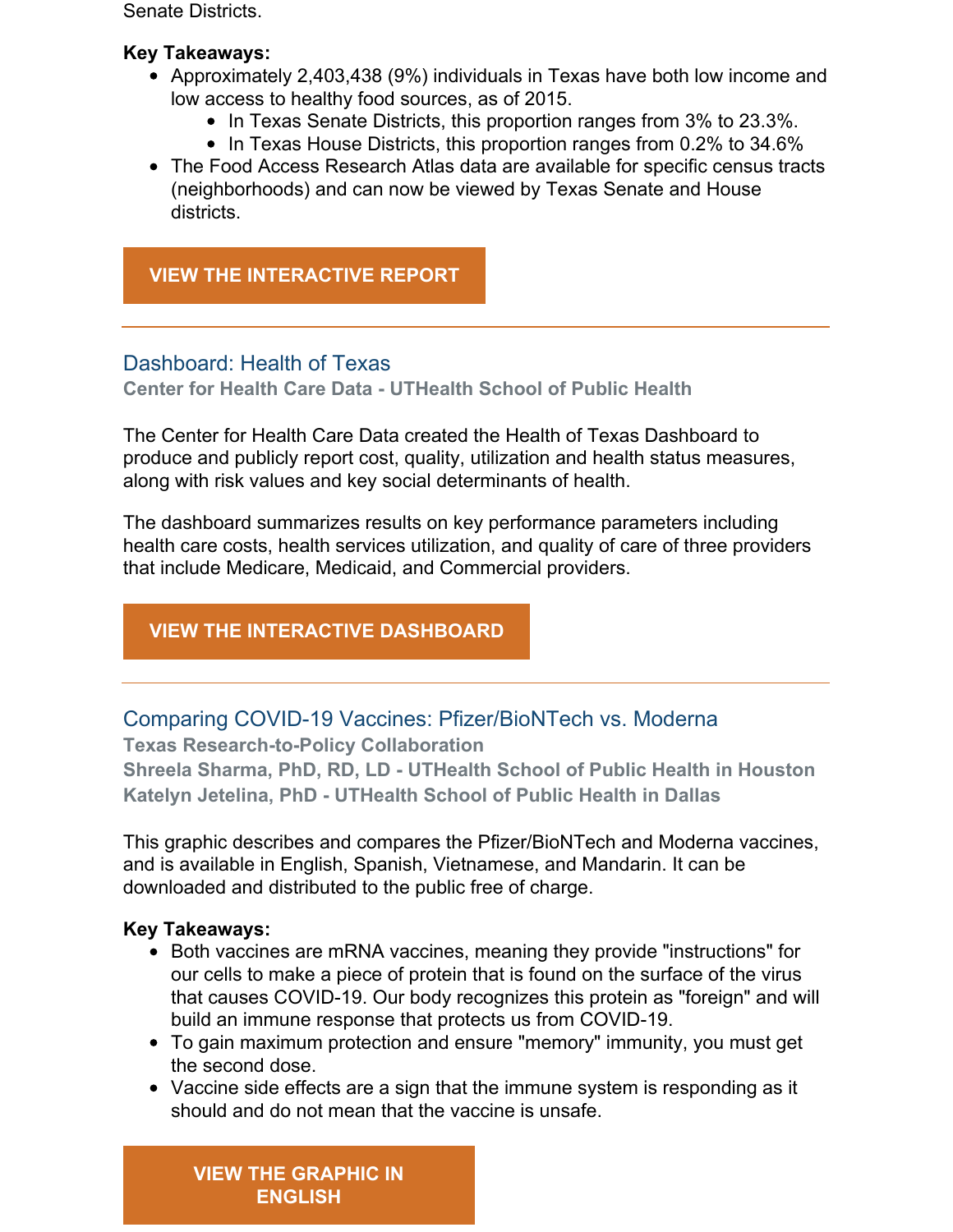Senate Districts.

**Key Takeaways:**

- Approximately 2,403,438 (9%) individuals in Texas have both low income and low access to healthy food sources, as of 2015.
  - In Texas Senate Districts, this proportion ranges from 3% to 23.3%.
  - In Texas House Districts, this proportion ranges from 0.2% to 34.6%
- The Food Access Research Atlas data are available for specific census tracts (neighborhoods) and can now be viewed by Texas Senate and House districts.

**VIEW THE INTERACTIVE REPORT**

---

## Dashboard: Health of Texas

**Center for Health Care Data - UTHealth School of Public Health**

The Center for Health Care Data created the Health of Texas Dashboard to produce and publicly report cost, quality, utilization and health status measures, along with risk values and key social determinants of health.

The dashboard summarizes results on key performance parameters including health care costs, health services utilization, and quality of care of three providers that include Medicare, Medicaid, and Commercial providers.

**VIEW THE INTERACTIVE DASHBOARD**

---

## Comparing COVID-19 Vaccines: Pfizer/BioNTech vs. Moderna

**Texas Research-to-Policy Collaboration**
**Shreela Sharma, PhD, RD, LD - UTHealth School of Public Health in Houston**
**Katelyn Jetelina, PhD - UTHealth School of Public Health in Dallas**

This graphic describes and compares the Pfizer/BioNTech and Moderna vaccines, and is available in English, Spanish, Vietnamese, and Mandarin. It can be downloaded and distributed to the public free of charge.

**Key Takeaways:**

- Both vaccines are mRNA vaccines, meaning they provide "instructions" for our cells to make a piece of protein that is found on the surface of the virus that causes COVID-19. Our body recognizes this protein as "foreign" and will build an immune response that protects us from COVID-19.
- To gain maximum protection and ensure "memory" immunity, you must get the second dose.
- Vaccine side effects are a sign that the immune system is responding as it should and do not mean that the vaccine is unsafe.

**VIEW THE GRAPHIC IN ENGLISH**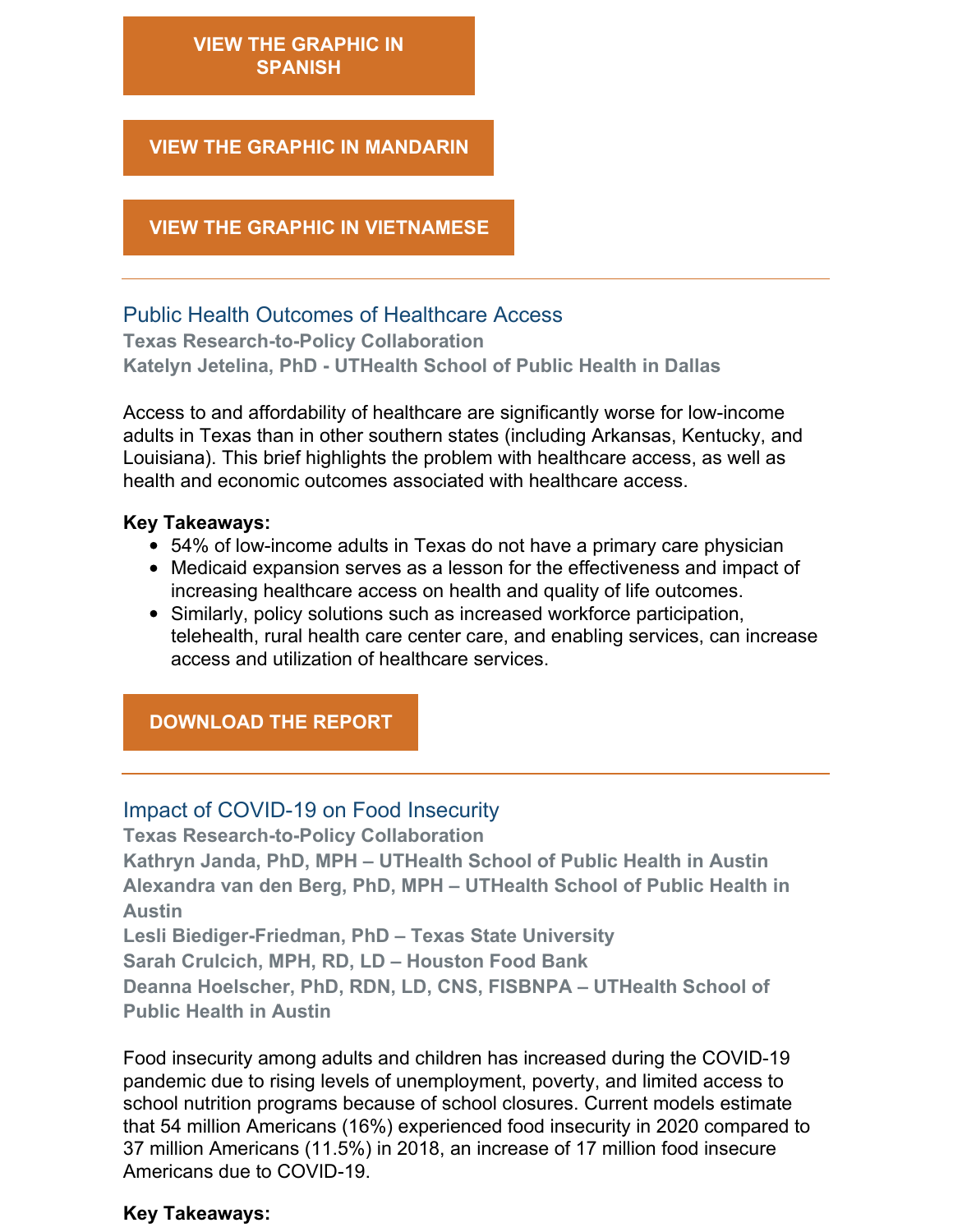VIEW THE GRAPHIC IN SPANISH

VIEW THE GRAPHIC IN MANDARIN

VIEW THE GRAPHIC IN VIETNAMESE

---

## Public Health Outcomes of Healthcare Access

**Texas Research-to-Policy Collaboration**
**Katelyn Jetelina, PhD - UTHealth School of Public Health in Dallas**

Access to and affordability of healthcare are significantly worse for low-income adults in Texas than in other southern states (including Arkansas, Kentucky, and Louisiana). This brief highlights the problem with healthcare access, as well as health and economic outcomes associated with healthcare access.

**Key Takeaways:**

- 54% of low-income adults in Texas do not have a primary care physician
- Medicaid expansion serves as a lesson for the effectiveness and impact of increasing healthcare access on health and quality of life outcomes.
- Similarly, policy solutions such as increased workforce participation, telehealth, rural health care center care, and enabling services, can increase access and utilization of healthcare services.

DOWNLOAD THE REPORT

---

## Impact of COVID-19 on Food Insecurity

**Texas Research-to-Policy Collaboration**
**Kathryn Janda, PhD, MPH – UTHealth School of Public Health in Austin**
**Alexandra van den Berg, PhD, MPH – UTHealth School of Public Health in Austin**
**Lesli Biediger-Friedman, PhD – Texas State University**
**Sarah Crulcich, MPH, RD, LD – Houston Food Bank**
**Deanna Hoelscher, PhD, RDN, LD, CNS, FISBNPA – UTHealth School of Public Health in Austin**

Food insecurity among adults and children has increased during the COVID-19 pandemic due to rising levels of unemployment, poverty, and limited access to school nutrition programs because of school closures. Current models estimate that 54 million Americans (16%) experienced food insecurity in 2020 compared to 37 million Americans (11.5%) in 2018, an increase of 17 million food insecure Americans due to COVID-19.

**Key Takeaways:**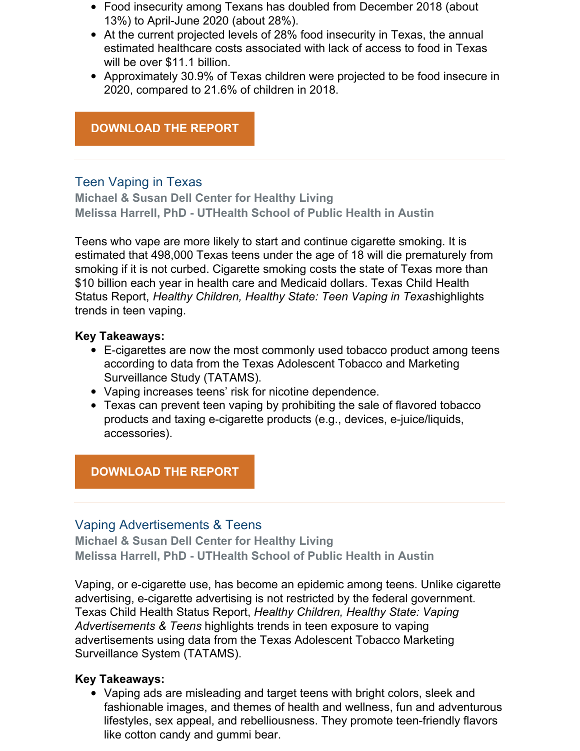- Food insecurity among Texans has doubled from December 2018 (about 13%) to April-June 2020 (about 28%).
- At the current projected levels of 28% food insecurity in Texas, the annual estimated healthcare costs associated with lack of access to food in Texas will be over $11.1 billion.
- Approximately 30.9% of Texas children were projected to be food insecure in 2020, compared to 21.6% of children in 2018.

**DOWNLOAD THE REPORT**

---

## Teen Vaping in Texas

**Michael & Susan Dell Center for Healthy Living**
**Melissa Harrell, PhD - UTHealth School of Public Health in Austin**

Teens who vape are more likely to start and continue cigarette smoking. It is estimated that 498,000 Texas teens under the age of 18 will die prematurely from smoking if it is not curbed. Cigarette smoking costs the state of Texas more than $10 billion each year in health care and Medicaid dollars. Texas Child Health Status Report, *Healthy Children, Healthy State: Teen Vaping in Texas*highlights trends in teen vaping.

**Key Takeaways:**

- E-cigarettes are now the most commonly used tobacco product among teens according to data from the Texas Adolescent Tobacco and Marketing Surveillance Study (TATAMS).
- Vaping increases teens' risk for nicotine dependence.
- Texas can prevent teen vaping by prohibiting the sale of flavored tobacco products and taxing e-cigarette products (e.g., devices, e-juice/liquids, accessories).

**DOWNLOAD THE REPORT**

---

## Vaping Advertisements & Teens

**Michael & Susan Dell Center for Healthy Living**
**Melissa Harrell, PhD - UTHealth School of Public Health in Austin**

Vaping, or e-cigarette use, has become an epidemic among teens. Unlike cigarette advertising, e-cigarette advertising is not restricted by the federal government. Texas Child Health Status Report, *Healthy Children, Healthy State: Vaping Advertisements & Teens* highlights trends in teen exposure to vaping advertisements using data from the Texas Adolescent Tobacco Marketing Surveillance System (TATAMS).

**Key Takeaways:**

- Vaping ads are misleading and target teens with bright colors, sleek and fashionable images, and themes of health and wellness, fun and adventurous lifestyles, sex appeal, and rebelliousness. They promote teen-friendly flavors like cotton candy and gummi bear.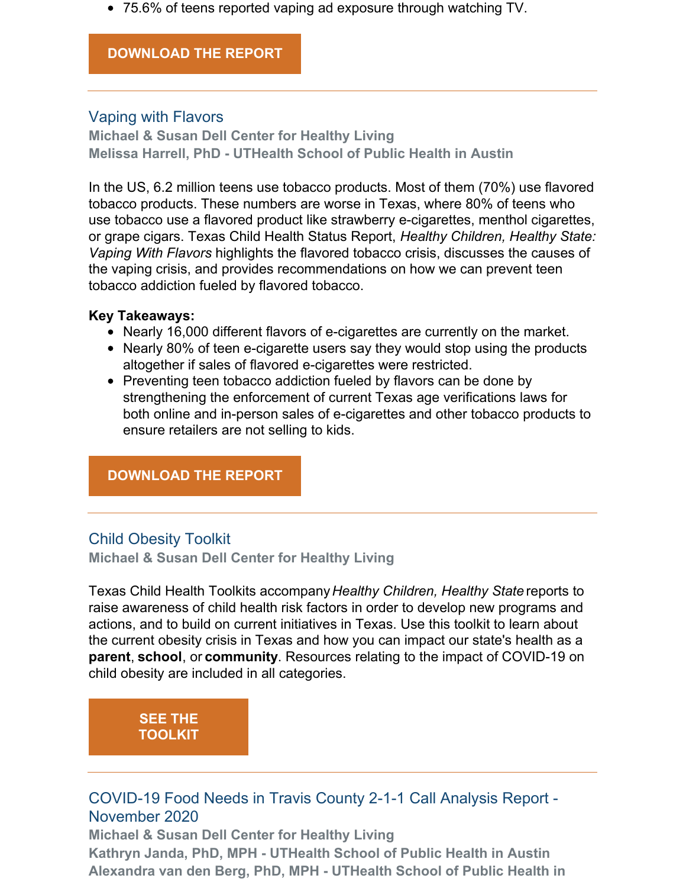- 75.6% of teens reported vaping ad exposure through watching TV.

**DOWNLOAD THE REPORT**

---

## Vaping with Flavors

**Michael & Susan Dell Center for Healthy Living**
**Melissa Harrell, PhD - UTHealth School of Public Health in Austin**

In the US, 6.2 million teens use tobacco products. Most of them (70%) use flavored tobacco products. These numbers are worse in Texas, where 80% of teens who use tobacco use a flavored product like strawberry e-cigarettes, menthol cigarettes, or grape cigars. Texas Child Health Status Report, *Healthy Children, Healthy State: Vaping With Flavors* highlights the flavored tobacco crisis, discusses the causes of the vaping crisis, and provides recommendations on how we can prevent teen tobacco addiction fueled by flavored tobacco.

**Key Takeaways:**

- Nearly 16,000 different flavors of e-cigarettes are currently on the market.
- Nearly 80% of teen e-cigarette users say they would stop using the products altogether if sales of flavored e-cigarettes were restricted.
- Preventing teen tobacco addiction fueled by flavors can be done by strengthening the enforcement of current Texas age verifications laws for both online and in-person sales of e-cigarettes and other tobacco products to ensure retailers are not selling to kids.

**DOWNLOAD THE REPORT**

---

## Child Obesity Toolkit

**Michael & Susan Dell Center for Healthy Living**

Texas Child Health Toolkits accompany *Healthy Children, Healthy State* reports to raise awareness of child health risk factors in order to develop new programs and actions, and to build on current initiatives in Texas. Use this toolkit to learn about the current obesity crisis in Texas and how you can impact our state's health as a **parent**, **school**, or **community**. Resources relating to the impact of COVID-19 on child obesity are included in all categories.

**SEE THE TOOLKIT**

---

## COVID-19 Food Needs in Travis County 2-1-1 Call Analysis Report - November 2020

**Michael & Susan Dell Center for Healthy Living**
**Kathryn Janda, PhD, MPH - UTHealth School of Public Health in Austin**
**Alexandra van den Berg, PhD, MPH - UTHealth School of Public Health in**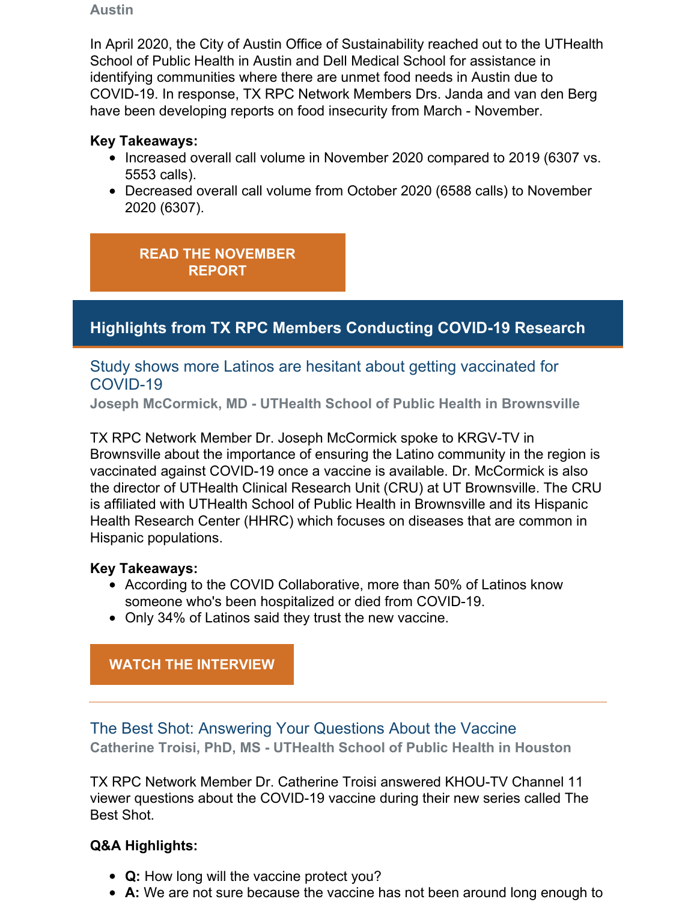**Austin**

In April 2020, the City of Austin Office of Sustainability reached out to the UTHealth School of Public Health in Austin and Dell Medical School for assistance in identifying communities where there are unmet food needs in Austin due to COVID-19. In response, TX RPC Network Members Drs. Janda and van den Berg have been developing reports on food insecurity from March - November.

**Key Takeaways:**

- Increased overall call volume in November 2020 compared to 2019 (6307 vs. 5553 calls).
- Decreased overall call volume from October 2020 (6588 calls) to November 2020 (6307).

**READ THE NOVEMBER REPORT**

## Highlights from TX RPC Members Conducting COVID-19 Research

### Study shows more Latinos are hesitant about getting vaccinated for COVID-19

**Joseph McCormick, MD - UTHealth School of Public Health in Brownsville**

TX RPC Network Member Dr. Joseph McCormick spoke to KRGV-TV in Brownsville about the importance of ensuring the Latino community in the region is vaccinated against COVID-19 once a vaccine is available. Dr. McCormick is also the director of UTHealth Clinical Research Unit (CRU) at UT Brownsville. The CRU is affiliated with UTHealth School of Public Health in Brownsville and its Hispanic Health Research Center (HHRC) which focuses on diseases that are common in Hispanic populations.

**Key Takeaways:**

- According to the COVID Collaborative, more than 50% of Latinos know someone who's been hospitalized or died from COVID-19.
- Only 34% of Latinos said they trust the new vaccine.

**WATCH THE INTERVIEW**

---

### The Best Shot: Answering Your Questions About the Vaccine

**Catherine Troisi, PhD, MS - UTHealth School of Public Health in Houston**

TX RPC Network Member Dr. Catherine Troisi answered KHOU-TV Channel 11 viewer questions about the COVID-19 vaccine during their new series called The Best Shot.

**Q&A Highlights:**

- **Q:** How long will the vaccine protect you?
- **A:** We are not sure because the vaccine has not been around long enough to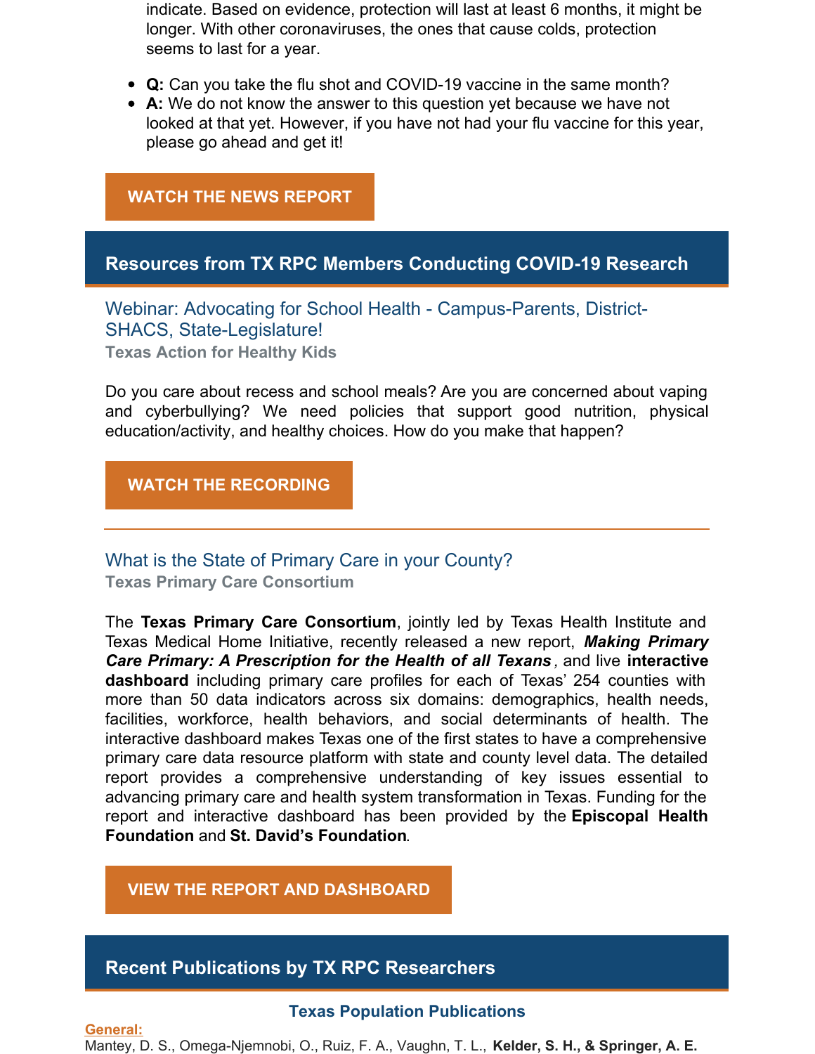indicate. Based on evidence, protection will last at least 6 months, it might be longer. With other coronaviruses, the ones that cause colds, protection seems to last for a year.

- **Q:** Can you take the flu shot and COVID-19 vaccine in the same month?
- **A:** We do not know the answer to this question yet because we have not looked at that yet. However, if you have not had your flu vaccine for this year, please go ahead and get it!

**WATCH THE NEWS REPORT**

## Resources from TX RPC Members Conducting COVID-19 Research

### Webinar: Advocating for School Health - Campus-Parents, District-SHACS, State-Legislature!

**Texas Action for Healthy Kids**

Do you care about recess and school meals? Are you are concerned about vaping and cyberbullying? We need policies that support good nutrition, physical education/activity, and healthy choices. How do you make that happen?

**WATCH THE RECORDING**

---

### What is the State of Primary Care in your County?

**Texas Primary Care Consortium**

The **Texas Primary Care Consortium**, jointly led by Texas Health Institute and Texas Medical Home Initiative, recently released a new report, ***Making Primary Care Primary: A Prescription for the Health of all Texans***, and live **interactive dashboard** including primary care profiles for each of Texas' 254 counties with more than 50 data indicators across six domains: demographics, health needs, facilities, workforce, health behaviors, and social determinants of health. The interactive dashboard makes Texas one of the first states to have a comprehensive primary care data resource platform with state and county level data. The detailed report provides a comprehensive understanding of key issues essential to advancing primary care and health system transformation in Texas. Funding for the report and interactive dashboard has been provided by the **Episcopal Health Foundation** and **St. David's Foundation**.

**VIEW THE REPORT AND DASHBOARD**

## Recent Publications by TX RPC Researchers

### Texas Population Publications

**General:**

Mantey, D. S., Omega-Njemnobi, O., Ruiz, F. A., Vaughn, T. L., **Kelder, S. H., & Springer, A. E.**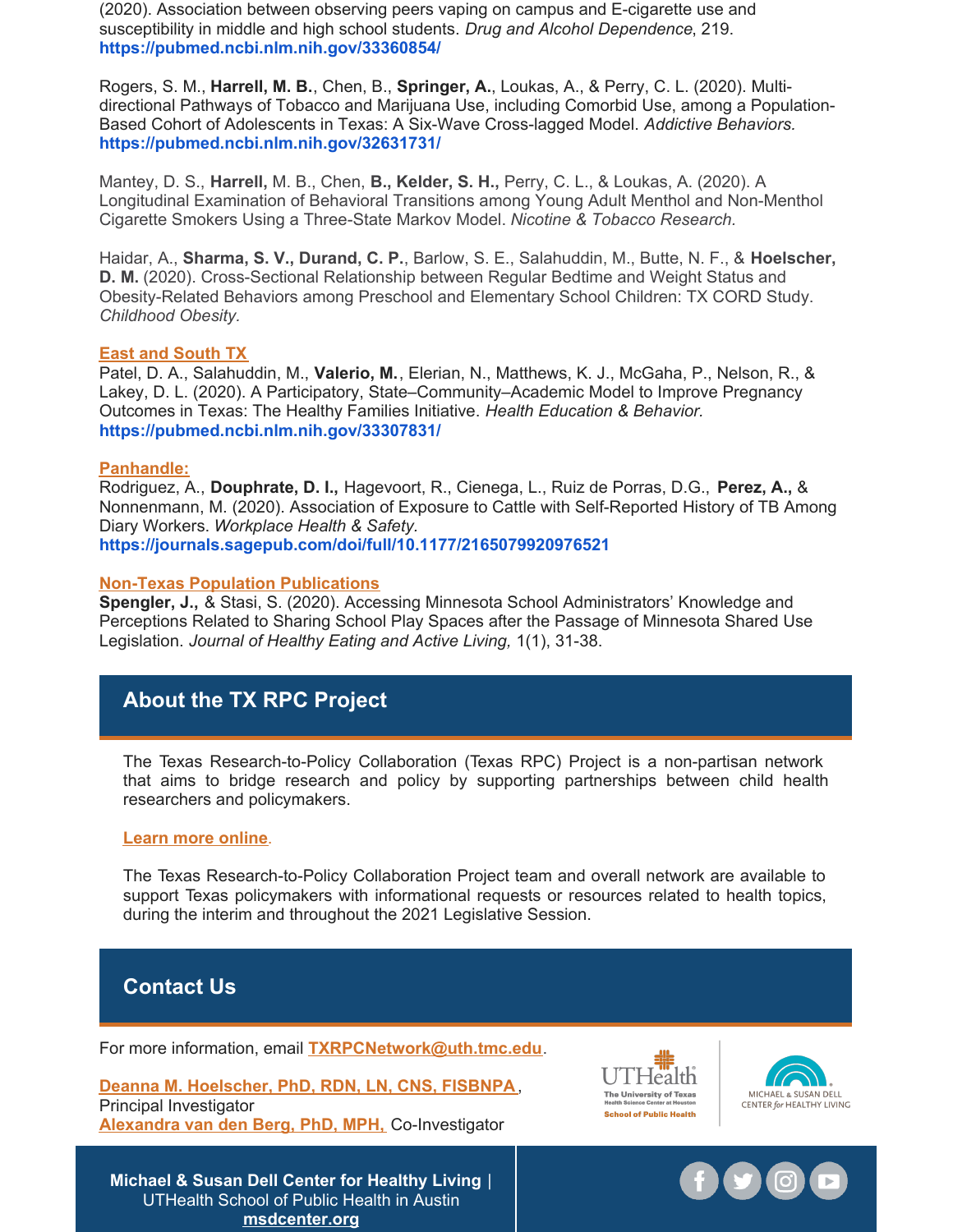(2020). Association between observing peers vaping on campus and E-cigarette use and susceptibility in middle and high school students. *Drug and Alcohol Dependence*, 219. **https://pubmed.ncbi.nlm.nih.gov/33360854/**

Rogers, S. M., **Harrell, M. B.**, Chen, B., **Springer, A.**, Loukas, A., & Perry, C. L. (2020). Multi-directional Pathways of Tobacco and Marijuana Use, including Comorbid Use, among a Population-Based Cohort of Adolescents in Texas: A Six-Wave Cross-lagged Model. *Addictive Behaviors.* **https://pubmed.ncbi.nlm.nih.gov/32631731/**

Mantey, D. S., **Harrell,** M. B., Chen, **B., Kelder, S. H.,** Perry, C. L., & Loukas, A. (2020). A Longitudinal Examination of Behavioral Transitions among Young Adult Menthol and Non-Menthol Cigarette Smokers Using a Three-State Markov Model. *Nicotine & Tobacco Research.*

Haidar, A., **Sharma, S. V., Durand, C. P.**, Barlow, S. E., Salahuddin, M., Butte, N. F., & **Hoelscher, D. M.** (2020). Cross-Sectional Relationship between Regular Bedtime and Weight Status and Obesity-Related Behaviors among Preschool and Elementary School Children: TX CORD Study. *Childhood Obesity.*

**East and South TX**

Patel, D. A., Salahuddin, M., **Valerio, M.**, Elerian, N., Matthews, K. J., McGaha, P., Nelson, R., & Lakey, D. L. (2020). A Participatory, State–Community–Academic Model to Improve Pregnancy Outcomes in Texas: The Healthy Families Initiative. *Health Education & Behavior.* **https://pubmed.ncbi.nlm.nih.gov/33307831/**

**Panhandle:**

Rodriguez, A., **Douphrate, D. I.,** Hagevoort, R., Cienega, L., Ruiz de Porras, D.G., **Perez, A.,** & Nonnenmann, M. (2020). Association of Exposure to Cattle with Self-Reported History of TB Among Diary Workers. *Workplace Health & Safety.* **https://journals.sagepub.com/doi/full/10.1177/2165079920976521**

**Non-Texas Population Publications**

**Spengler, J.,** & Stasi, S. (2020). Accessing Minnesota School Administrators' Knowledge and Perceptions Related to Sharing School Play Spaces after the Passage of Minnesota Shared Use Legislation. *Journal of Healthy Eating and Active Living,* 1(1), 31-38.

## About the TX RPC Project

The Texas Research-to-Policy Collaboration (Texas RPC) Project is a non-partisan network that aims to bridge research and policy by supporting partnerships between child health researchers and policymakers.

Learn more online.

The Texas Research-to-Policy Collaboration Project team and overall network are available to support Texas policymakers with informational requests or resources related to health topics, during the interim and throughout the 2021 Legislative Session.

## Contact Us

For more information, email TXRPCNetwork@uth.tmc.edu.

Deanna M. Hoelscher, PhD, RDN, LN, CNS, FISBNPA, Principal Investigator
Alexandra van den Berg, PhD, MPH, Co-Investigator

UTHealth The University of Texas Health Science Center at Houston School of Public Health

MICHAEL & SUSAN DELL CENTER *for* HEALTHY LIVING

**Michael & Susan Dell Center for Healthy Living** | UTHealth School of Public Health in Austin
**msdcenter.org**